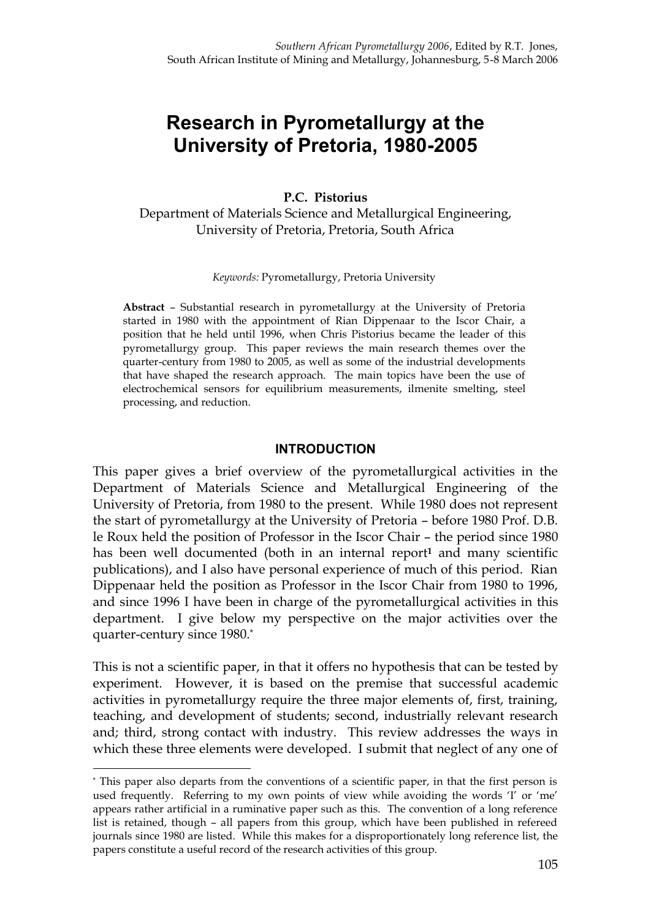*Southern African Pyrometallurgy 2006*, Edited by R.T. Jones, South African Institute of Mining and Metallurgy, Johannesburg, 5-8 March 2006

# Research in Pyrometallurgy at the University of Pretoria, 1980-2005

**P.C. Pistorius**

Department of Materials Science and Metallurgical Engineering, University of Pretoria, Pretoria, South Africa

*Keywords:* Pyrometallurgy, Pretoria University

**Abstract** – Substantial research in pyrometallurgy at the University of Pretoria started in 1980 with the appointment of Rian Dippenaar to the Iscor Chair, a position that he held until 1996, when Chris Pistorius became the leader of this pyrometallurgy group. This paper reviews the main research themes over the quarter-century from 1980 to 2005, as well as some of the industrial developments that have shaped the research approach. The main topics have been the use of electrochemical sensors for equilibrium measurements, ilmenite smelting, steel processing, and reduction.

## INTRODUCTION

This paper gives a brief overview of the pyrometallurgical activities in the Department of Materials Science and Metallurgical Engineering of the University of Pretoria, from 1980 to the present. While 1980 does not represent the start of pyrometallurgy at the University of Pretoria – before 1980 Prof. D.B. le Roux held the position of Professor in the Iscor Chair – the period since 1980 has been well documented (both in an internal report[1] and many scientific publications), and I also have personal experience of much of this period. Rian Dippenaar held the position as Professor in the Iscor Chair from 1980 to 1996, and since 1996 I have been in charge of the pyrometallurgical activities in this department. I give below my perspective on the major activities over the quarter-century since 1980.[*]

This is not a scientific paper, in that it offers no hypothesis that can be tested by experiment. However, it is based on the premise that successful academic activities in pyrometallurgy require the three major elements of, first, training, teaching, and development of students; second, industrially relevant research and; third, strong contact with industry. This review addresses the ways in which these three elements were developed. I submit that neglect of any one of

[*] This paper also departs from the conventions of a scientific paper, in that the first person is used frequently. Referring to my own points of view while avoiding the words 'I' or 'me' appears rather artificial in a ruminative paper such as this. The convention of a long reference list is retained, though – all papers from this group, which have been published in refereed journals since 1980 are listed. While this makes for a disproportionately long reference list, the papers constitute a useful record of the research activities of this group.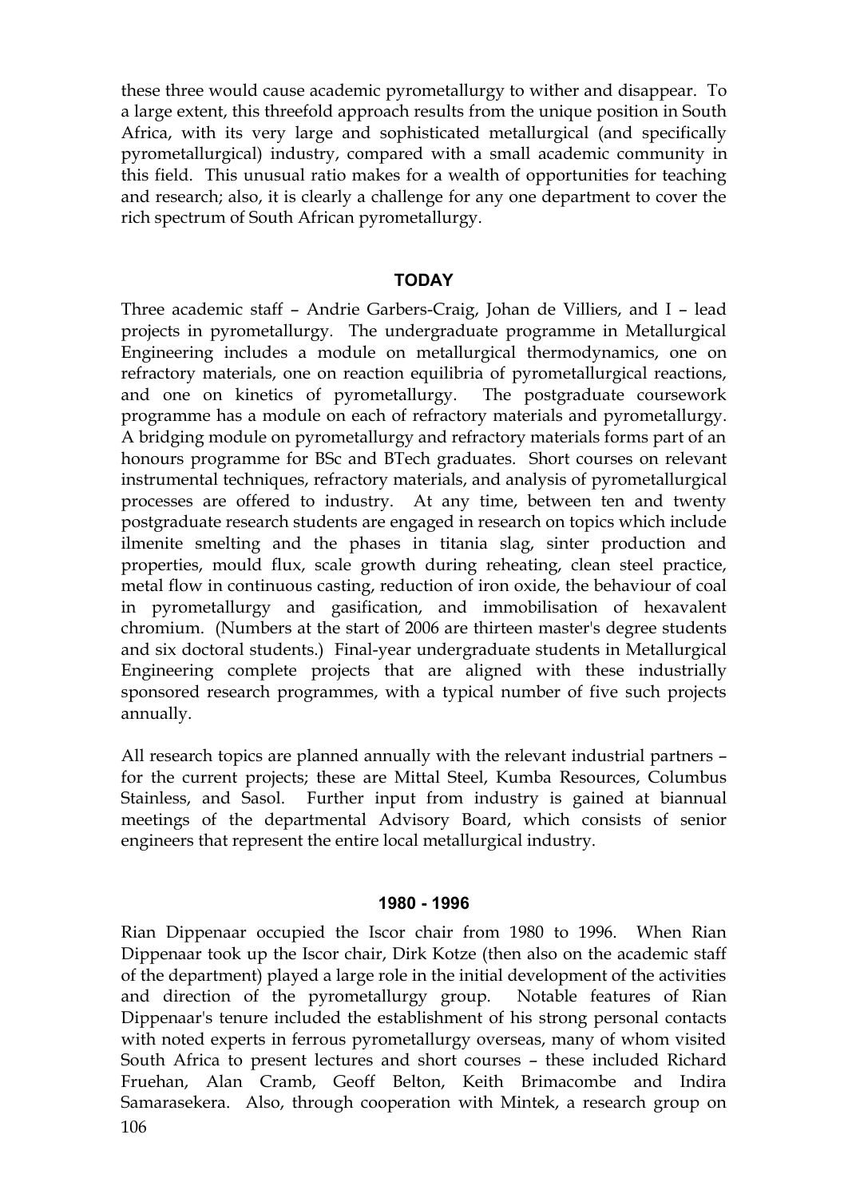these three would cause academic pyrometallurgy to wither and disappear. To a large extent, this threefold approach results from the unique position in South Africa, with its very large and sophisticated metallurgical (and specifically pyrometallurgical) industry, compared with a small academic community in this field. This unusual ratio makes for a wealth of opportunities for teaching and research; also, it is clearly a challenge for any one department to cover the rich spectrum of South African pyrometallurgy.

## TODAY

Three academic staff – Andrie Garbers-Craig, Johan de Villiers, and I – lead projects in pyrometallurgy. The undergraduate programme in Metallurgical Engineering includes a module on metallurgical thermodynamics, one on refractory materials, one on reaction equilibria of pyrometallurgical reactions, and one on kinetics of pyrometallurgy. The postgraduate coursework programme has a module on each of refractory materials and pyrometallurgy. A bridging module on pyrometallurgy and refractory materials forms part of an honours programme for BSc and BTech graduates. Short courses on relevant instrumental techniques, refractory materials, and analysis of pyrometallurgical processes are offered to industry. At any time, between ten and twenty postgraduate research students are engaged in research on topics which include ilmenite smelting and the phases in titania slag, sinter production and properties, mould flux, scale growth during reheating, clean steel practice, metal flow in continuous casting, reduction of iron oxide, the behaviour of coal in pyrometallurgy and gasification, and immobilisation of hexavalent chromium. (Numbers at the start of 2006 are thirteen master's degree students and six doctoral students.) Final-year undergraduate students in Metallurgical Engineering complete projects that are aligned with these industrially sponsored research programmes, with a typical number of five such projects annually.

All research topics are planned annually with the relevant industrial partners – for the current projects; these are Mittal Steel, Kumba Resources, Columbus Stainless, and Sasol. Further input from industry is gained at biannual meetings of the departmental Advisory Board, which consists of senior engineers that represent the entire local metallurgical industry.

## 1980 - 1996

Rian Dippenaar occupied the Iscor chair from 1980 to 1996. When Rian Dippenaar took up the Iscor chair, Dirk Kotze (then also on the academic staff of the department) played a large role in the initial development of the activities and direction of the pyrometallurgy group. Notable features of Rian Dippenaar's tenure included the establishment of his strong personal contacts with noted experts in ferrous pyrometallurgy overseas, many of whom visited South Africa to present lectures and short courses – these included Richard Fruehan, Alan Cramb, Geoff Belton, Keith Brimacombe and Indira Samarasekera. Also, through cooperation with Mintek, a research group on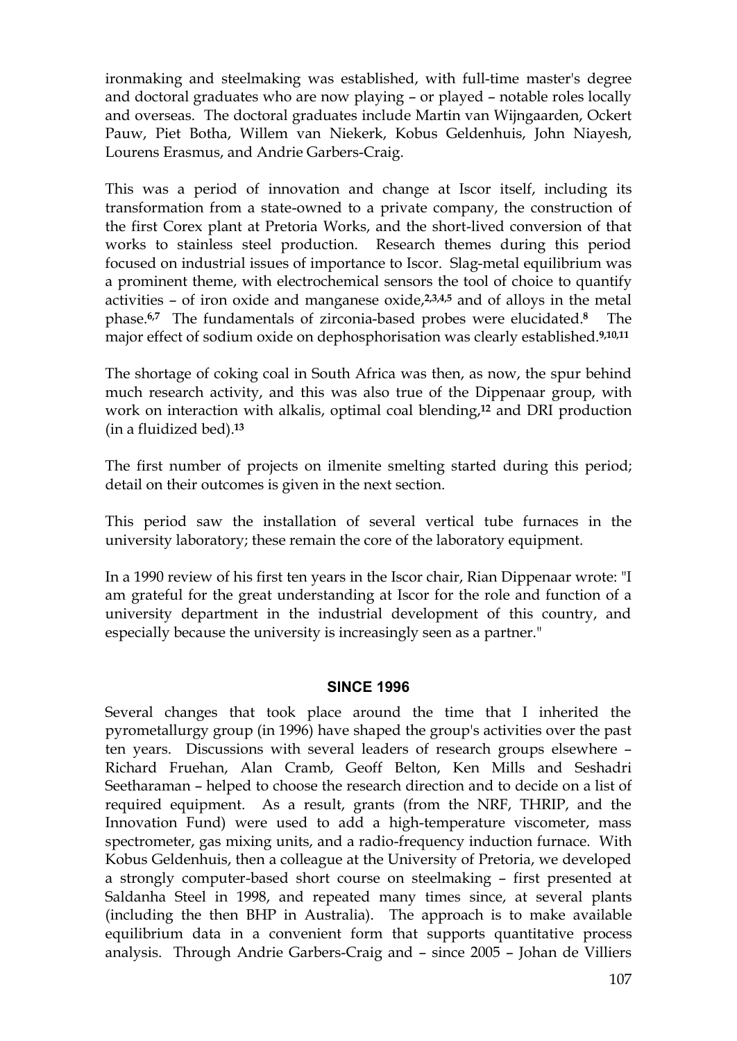ironmaking and steelmaking was established, with full-time master's degree and doctoral graduates who are now playing – or played – notable roles locally and overseas. The doctoral graduates include Martin van Wijngaarden, Ockert Pauw, Piet Botha, Willem van Niekerk, Kobus Geldenhuis, John Niayesh, Lourens Erasmus, and Andrie Garbers-Craig.

This was a period of innovation and change at Iscor itself, including its transformation from a state-owned to a private company, the construction of the first Corex plant at Pretoria Works, and the short-lived conversion of that works to stainless steel production. Research themes during this period focused on industrial issues of importance to Iscor. Slag-metal equilibrium was a prominent theme, with electrochemical sensors the tool of choice to quantify activities – of iron oxide and manganese oxide,[2,3,4,5] and of alloys in the metal phase.[6,7] The fundamentals of zirconia-based probes were elucidated.[8] The major effect of sodium oxide on dephosphorisation was clearly established.[9,10,11]

The shortage of coking coal in South Africa was then, as now, the spur behind much research activity, and this was also true of the Dippenaar group, with work on interaction with alkalis, optimal coal blending,[12] and DRI production (in a fluidized bed).[13]

The first number of projects on ilmenite smelting started during this period; detail on their outcomes is given in the next section.

This period saw the installation of several vertical tube furnaces in the university laboratory; these remain the core of the laboratory equipment.

In a 1990 review of his first ten years in the Iscor chair, Rian Dippenaar wrote: "I am grateful for the great understanding at Iscor for the role and function of a university department in the industrial development of this country, and especially because the university is increasingly seen as a partner."

## SINCE 1996

Several changes that took place around the time that I inherited the pyrometallurgy group (in 1996) have shaped the group's activities over the past ten years. Discussions with several leaders of research groups elsewhere – Richard Fruehan, Alan Cramb, Geoff Belton, Ken Mills and Seshadri Seetharaman – helped to choose the research direction and to decide on a list of required equipment. As a result, grants (from the NRF, THRIP, and the Innovation Fund) were used to add a high-temperature viscometer, mass spectrometer, gas mixing units, and a radio-frequency induction furnace. With Kobus Geldenhuis, then a colleague at the University of Pretoria, we developed a strongly computer-based short course on steelmaking – first presented at Saldanha Steel in 1998, and repeated many times since, at several plants (including the then BHP in Australia). The approach is to make available equilibrium data in a convenient form that supports quantitative process analysis. Through Andrie Garbers-Craig and – since 2005 – Johan de Villiers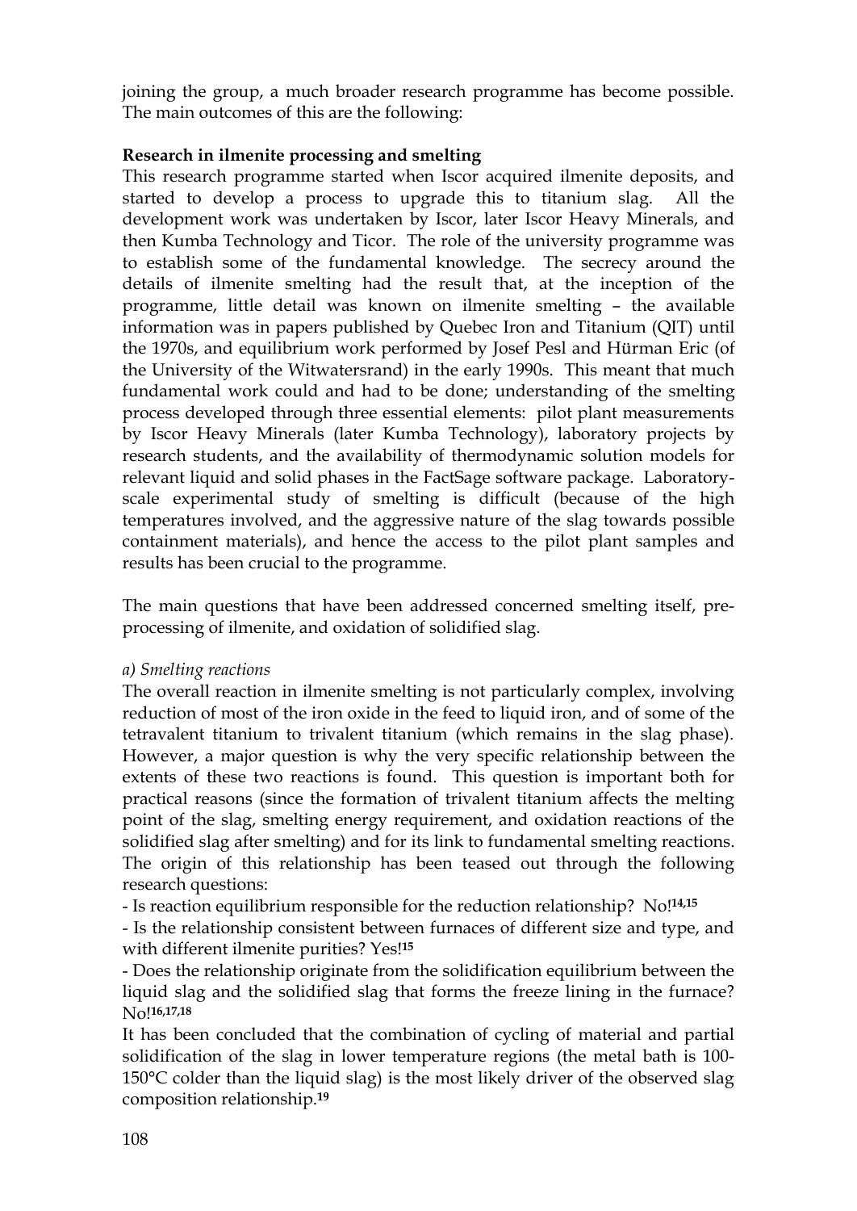joining the group, a much broader research programme has become possible. The main outcomes of this are the following:

**Research in ilmenite processing and smelting**

This research programme started when Iscor acquired ilmenite deposits, and started to develop a process to upgrade this to titanium slag. All the development work was undertaken by Iscor, later Iscor Heavy Minerals, and then Kumba Technology and Ticor. The role of the university programme was to establish some of the fundamental knowledge. The secrecy around the details of ilmenite smelting had the result that, at the inception of the programme, little detail was known on ilmenite smelting – the available information was in papers published by Quebec Iron and Titanium (QIT) until the 1970s, and equilibrium work performed by Josef Pesl and Hürman Eric (of the University of the Witwatersrand) in the early 1990s. This meant that much fundamental work could and had to be done; understanding of the smelting process developed through three essential elements: pilot plant measurements by Iscor Heavy Minerals (later Kumba Technology), laboratory projects by research students, and the availability of thermodynamic solution models for relevant liquid and solid phases in the FactSage software package. Laboratory-scale experimental study of smelting is difficult (because of the high temperatures involved, and the aggressive nature of the slag towards possible containment materials), and hence the access to the pilot plant samples and results has been crucial to the programme.

The main questions that have been addressed concerned smelting itself, pre-processing of ilmenite, and oxidation of solidified slag.

*a) Smelting reactions*

The overall reaction in ilmenite smelting is not particularly complex, involving reduction of most of the iron oxide in the feed to liquid iron, and of some of the tetravalent titanium to trivalent titanium (which remains in the slag phase). However, a major question is why the very specific relationship between the extents of these two reactions is found. This question is important both for practical reasons (since the formation of trivalent titanium affects the melting point of the slag, smelting energy requirement, and oxidation reactions of the solidified slag after smelting) and for its link to fundamental smelting reactions. The origin of this relationship has been teased out through the following research questions:

- Is reaction equilibrium responsible for the reduction relationship? No![14,15]
- Is the relationship consistent between furnaces of different size and type, and with different ilmenite purities? Yes![15]
- Does the relationship originate from the solidification equilibrium between the liquid slag and the solidified slag that forms the freeze lining in the furnace? No![16,17,18]

It has been concluded that the combination of cycling of material and partial solidification of the slag in lower temperature regions (the metal bath is 100-150°C colder than the liquid slag) is the most likely driver of the observed slag composition relationship.[19]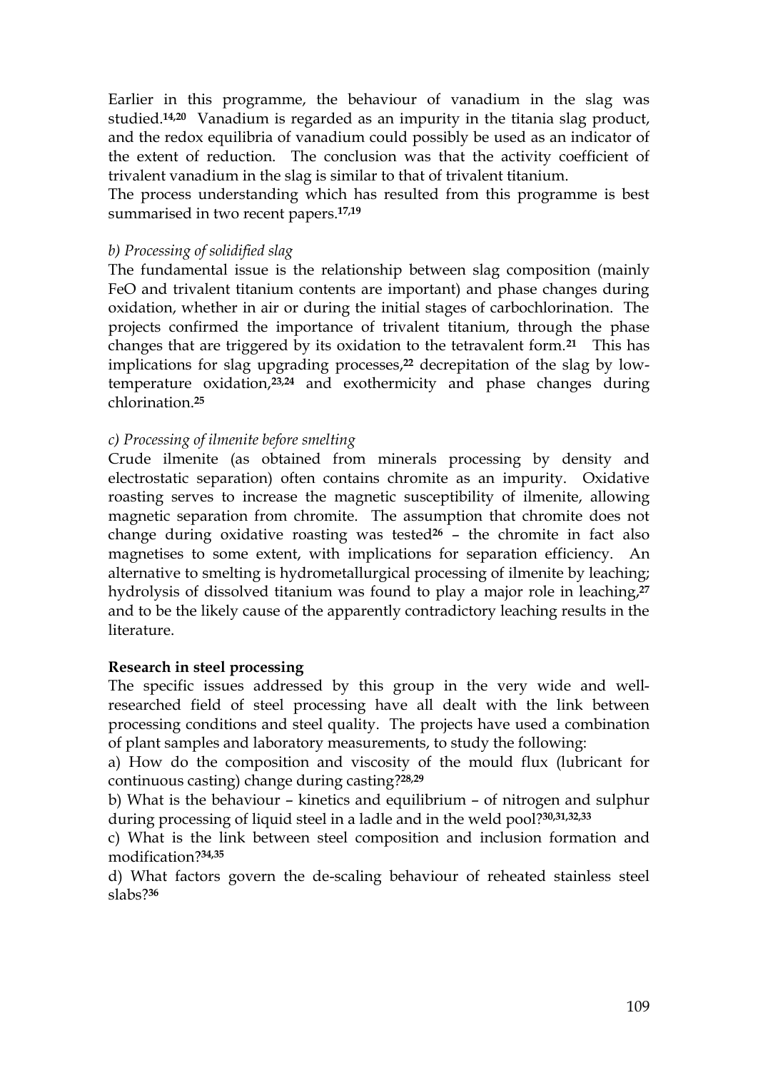Earlier in this programme, the behaviour of vanadium in the slag was studied.[14,20] Vanadium is regarded as an impurity in the titania slag product, and the redox equilibria of vanadium could possibly be used as an indicator of the extent of reduction. The conclusion was that the activity coefficient of trivalent vanadium in the slag is similar to that of trivalent titanium.

The process understanding which has resulted from this programme is best summarised in two recent papers.[17,19]

*b) Processing of solidified slag*

The fundamental issue is the relationship between slag composition (mainly FeO and trivalent titanium contents are important) and phase changes during oxidation, whether in air or during the initial stages of carbochlorination. The projects confirmed the importance of trivalent titanium, through the phase changes that are triggered by its oxidation to the tetravalent form.[21] This has implications for slag upgrading processes,[22] decrepitation of the slag by low-temperature oxidation,[23,24] and exothermicity and phase changes during chlorination.[25]

*c) Processing of ilmenite before smelting*

Crude ilmenite (as obtained from minerals processing by density and electrostatic separation) often contains chromite as an impurity. Oxidative roasting serves to increase the magnetic susceptibility of ilmenite, allowing magnetic separation from chromite. The assumption that chromite does not change during oxidative roasting was tested[26] – the chromite in fact also magnetises to some extent, with implications for separation efficiency. An alternative to smelting is hydrometallurgical processing of ilmenite by leaching; hydrolysis of dissolved titanium was found to play a major role in leaching,[27] and to be the likely cause of the apparently contradictory leaching results in the literature.

**Research in steel processing**

The specific issues addressed by this group in the very wide and well-researched field of steel processing have all dealt with the link between processing conditions and steel quality. The projects have used a combination of plant samples and laboratory measurements, to study the following:

a) How do the composition and viscosity of the mould flux (lubricant for continuous casting) change during casting?[28,29]

b) What is the behaviour – kinetics and equilibrium – of nitrogen and sulphur during processing of liquid steel in a ladle and in the weld pool?[30,31,32,33]

c) What is the link between steel composition and inclusion formation and modification?[34,35]

d) What factors govern the de-scaling behaviour of reheated stainless steel slabs?[36]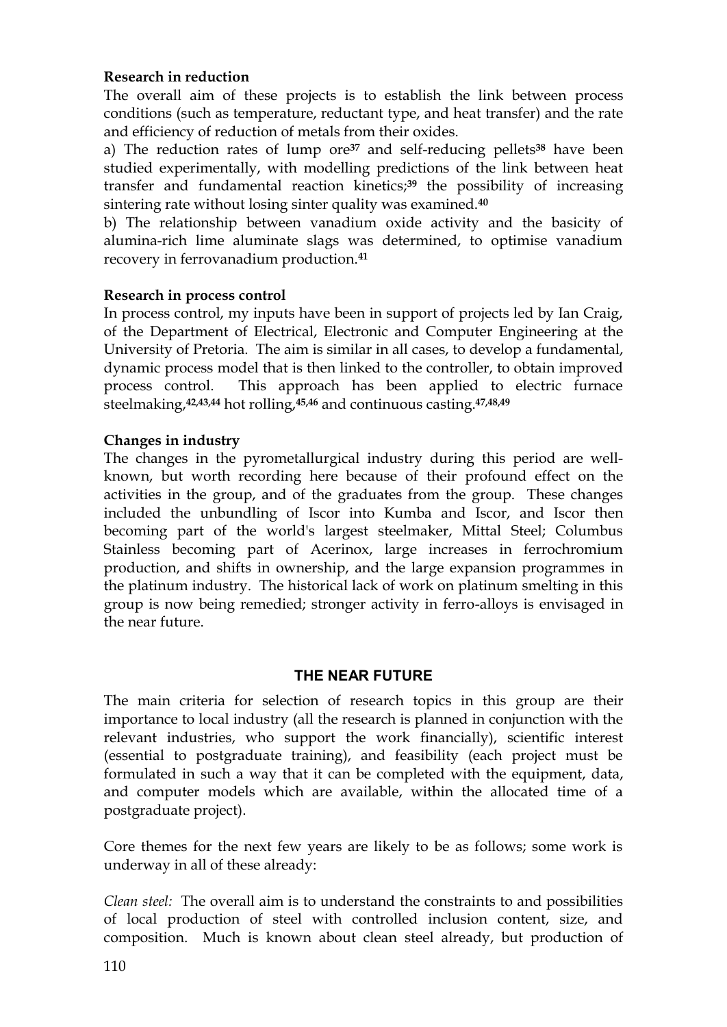**Research in reduction**

The overall aim of these projects is to establish the link between process conditions (such as temperature, reductant type, and heat transfer) and the rate and efficiency of reduction of metals from their oxides.

a) The reduction rates of lump ore[37] and self-reducing pellets[38] have been studied experimentally, with modelling predictions of the link between heat transfer and fundamental reaction kinetics;[39] the possibility of increasing sintering rate without losing sinter quality was examined.[40]

b) The relationship between vanadium oxide activity and the basicity of alumina-rich lime aluminate slags was determined, to optimise vanadium recovery in ferrovanadium production.[41]

**Research in process control**

In process control, my inputs have been in support of projects led by Ian Craig, of the Department of Electrical, Electronic and Computer Engineering at the University of Pretoria. The aim is similar in all cases, to develop a fundamental, dynamic process model that is then linked to the controller, to obtain improved process control. This approach has been applied to electric furnace steelmaking,[42,43,44] hot rolling,[45,46] and continuous casting.[47,48,49]

**Changes in industry**

The changes in the pyrometallurgical industry during this period are well-known, but worth recording here because of their profound effect on the activities in the group, and of the graduates from the group. These changes included the unbundling of Iscor into Kumba and Iscor, and Iscor then becoming part of the world's largest steelmaker, Mittal Steel; Columbus Stainless becoming part of Acerinox, large increases in ferrochromium production, and shifts in ownership, and the large expansion programmes in the platinum industry. The historical lack of work on platinum smelting in this group is now being remedied; stronger activity in ferro-alloys is envisaged in the near future.

## THE NEAR FUTURE

The main criteria for selection of research topics in this group are their importance to local industry (all the research is planned in conjunction with the relevant industries, who support the work financially), scientific interest (essential to postgraduate training), and feasibility (each project must be formulated in such a way that it can be completed with the equipment, data, and computer models which are available, within the allocated time of a postgraduate project).

Core themes for the next few years are likely to be as follows; some work is underway in all of these already:

*Clean steel:* The overall aim is to understand the constraints to and possibilities of local production of steel with controlled inclusion content, size, and composition. Much is known about clean steel already, but production of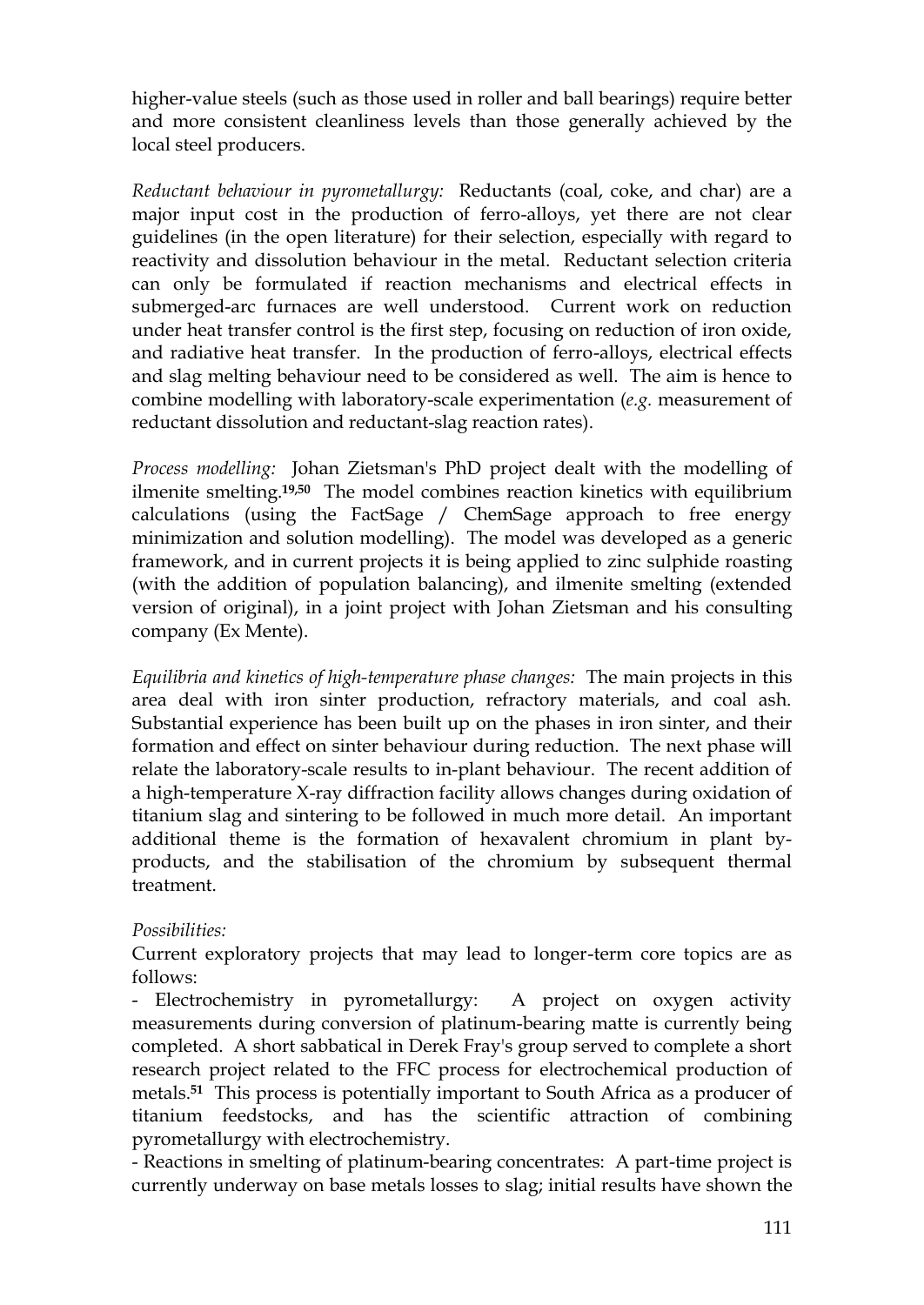higher-value steels (such as those used in roller and ball bearings) require better and more consistent cleanliness levels than those generally achieved by the local steel producers.

*Reductant behaviour in pyrometallurgy:* Reductants (coal, coke, and char) are a major input cost in the production of ferro-alloys, yet there are not clear guidelines (in the open literature) for their selection, especially with regard to reactivity and dissolution behaviour in the metal. Reductant selection criteria can only be formulated if reaction mechanisms and electrical effects in submerged-arc furnaces are well understood. Current work on reduction under heat transfer control is the first step, focusing on reduction of iron oxide, and radiative heat transfer. In the production of ferro-alloys, electrical effects and slag melting behaviour need to be considered as well. The aim is hence to combine modelling with laboratory-scale experimentation (*e.g.* measurement of reductant dissolution and reductant-slag reaction rates).

*Process modelling:* Johan Zietsman's PhD project dealt with the modelling of ilmenite smelting.[19,50] The model combines reaction kinetics with equilibrium calculations (using the FactSage / ChemSage approach to free energy minimization and solution modelling). The model was developed as a generic framework, and in current projects it is being applied to zinc sulphide roasting (with the addition of population balancing), and ilmenite smelting (extended version of original), in a joint project with Johan Zietsman and his consulting company (Ex Mente).

*Equilibria and kinetics of high-temperature phase changes:* The main projects in this area deal with iron sinter production, refractory materials, and coal ash. Substantial experience has been built up on the phases in iron sinter, and their formation and effect on sinter behaviour during reduction. The next phase will relate the laboratory-scale results to in-plant behaviour. The recent addition of a high-temperature X-ray diffraction facility allows changes during oxidation of titanium slag and sintering to be followed in much more detail. An important additional theme is the formation of hexavalent chromium in plant by-products, and the stabilisation of the chromium by subsequent thermal treatment.

*Possibilities:*

Current exploratory projects that may lead to longer-term core topics are as follows:

- Electrochemistry in pyrometallurgy: A project on oxygen activity measurements during conversion of platinum-bearing matte is currently being completed. A short sabbatical in Derek Fray's group served to complete a short research project related to the FFC process for electrochemical production of metals.[51] This process is potentially important to South Africa as a producer of titanium feedstocks, and has the scientific attraction of combining pyrometallurgy with electrochemistry.
- Reactions in smelting of platinum-bearing concentrates: A part-time project is currently underway on base metals losses to slag; initial results have shown the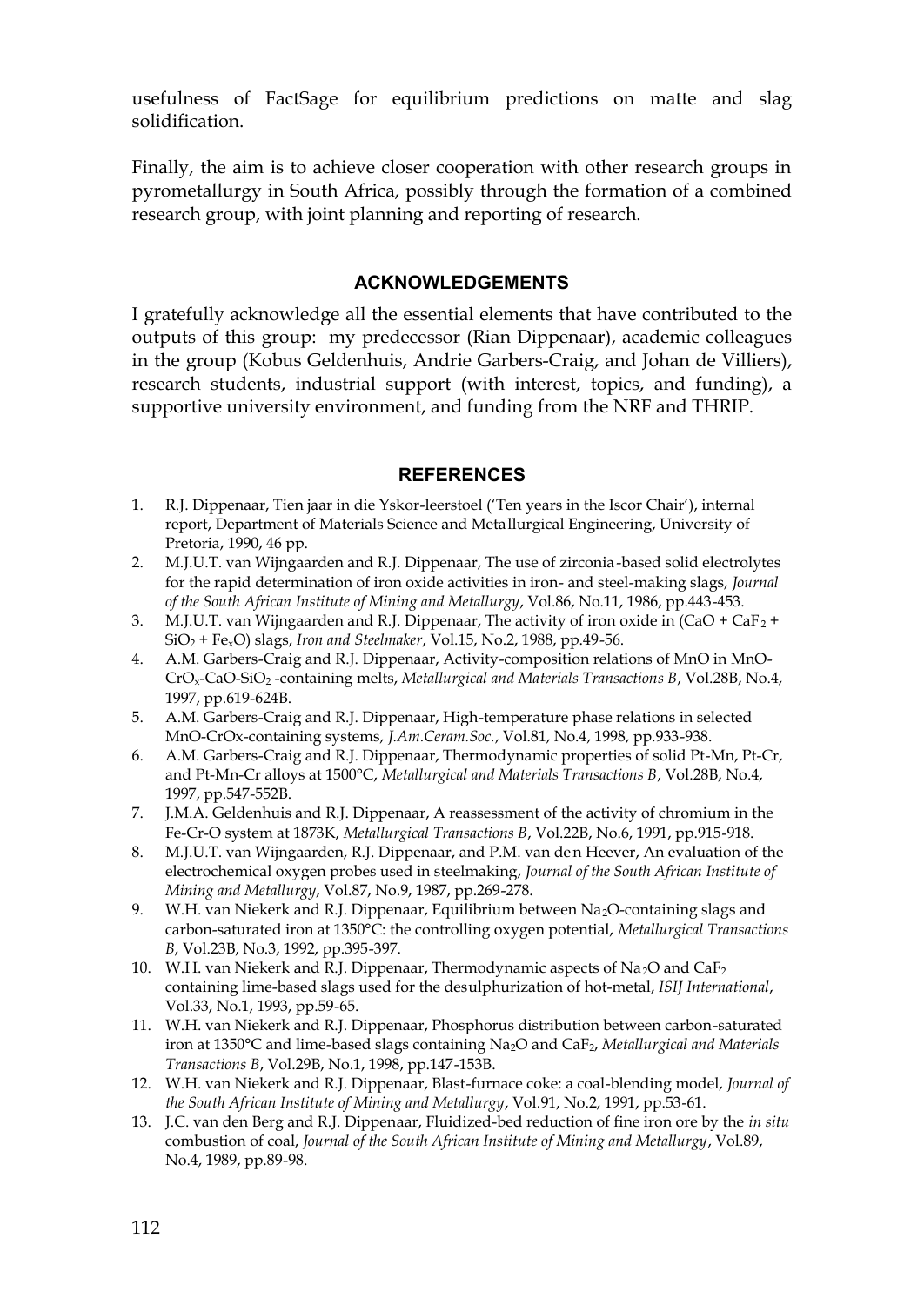usefulness of FactSage for equilibrium predictions on matte and slag solidification.

Finally, the aim is to achieve closer cooperation with other research groups in pyrometallurgy in South Africa, possibly through the formation of a combined research group, with joint planning and reporting of research.

## ACKNOWLEDGEMENTS

I gratefully acknowledge all the essential elements that have contributed to the outputs of this group: my predecessor (Rian Dippenaar), academic colleagues in the group (Kobus Geldenhuis, Andrie Garbers-Craig, and Johan de Villiers), research students, industrial support (with interest, topics, and funding), a supportive university environment, and funding from the NRF and THRIP.

## REFERENCES

1. R.J. Dippenaar, Tien jaar in die Yskor-leerstoel ('Ten years in the Iscor Chair'), internal report, Department of Materials Science and Metallurgical Engineering, University of Pretoria, 1990, 46 pp.
2. M.J.U.T. van Wijngaarden and R.J. Dippenaar, The use of zirconia-based solid electrolytes for the rapid determination of iron oxide activities in iron- and steel-making slags, *Journal of the South African Institute of Mining and Metallurgy*, Vol.86, No.11, 1986, pp.443-453.
3. M.J.U.T. van Wijngaarden and R.J. Dippenaar, The activity of iron oxide in ($CaO$ + $CaF_2$ + $SiO_2$ + $Fe_xO$) slags, *Iron and Steelmaker*, Vol.15, No.2, 1988, pp.49-56.
4. A.M. Garbers-Craig and R.J. Dippenaar, Activity-composition relations of MnO in $MnO$-$CrO_x$-$CaO$-$SiO_2$ -containing melts, *Metallurgical and Materials Transactions B*, Vol.28B, No.4, 1997, pp.619-624B.
5. A.M. Garbers-Craig and R.J. Dippenaar, High-temperature phase relations in selected MnO-CrOx-containing systems, *J.Am.Ceram.Soc.*, Vol.81, No.4, 1998, pp.933-938.
6. A.M. Garbers-Craig and R.J. Dippenaar, Thermodynamic properties of solid Pt-Mn, Pt-Cr, and Pt-Mn-Cr alloys at 1500°C, *Metallurgical and Materials Transactions B*, Vol.28B, No.4, 1997, pp.547-552B.
7. J.M.A. Geldenhuis and R.J. Dippenaar, A reassessment of the activity of chromium in the Fe-Cr-O system at 1873K, *Metallurgical Transactions B*, Vol.22B, No.6, 1991, pp.915-918.
8. M.J.U.T. van Wijngaarden, R.J. Dippenaar, and P.M. van den Heever, An evaluation of the electrochemical oxygen probes used in steelmaking, *Journal of the South African Institute of Mining and Metallurgy*, Vol.87, No.9, 1987, pp.269-278.
9. W.H. van Niekerk and R.J. Dippenaar, Equilibrium between $Na_2O$-containing slags and carbon-saturated iron at 1350°C: the controlling oxygen potential, *Metallurgical Transactions B*, Vol.23B, No.3, 1992, pp.395-397.
10. W.H. van Niekerk and R.J. Dippenaar, Thermodynamic aspects of $Na_2O$ and $CaF_2$ containing lime-based slags used for the desulphurization of hot-metal, *ISIJ International*, Vol.33, No.1, 1993, pp.59-65.
11. W.H. van Niekerk and R.J. Dippenaar, Phosphorus distribution between carbon-saturated iron at 1350°C and lime-based slags containing $Na_2O$ and $CaF_2$, *Metallurgical and Materials Transactions B*, Vol.29B, No.1, 1998, pp.147-153B.
12. W.H. van Niekerk and R.J. Dippenaar, Blast-furnace coke: a coal-blending model, *Journal of the South African Institute of Mining and Metallurgy*, Vol.91, No.2, 1991, pp.53-61.
13. J.C. van den Berg and R.J. Dippenaar, Fluidized-bed reduction of fine iron ore by the *in situ* combustion of coal, *Journal of the South African Institute of Mining and Metallurgy*, Vol.89, No.4, 1989, pp.89-98.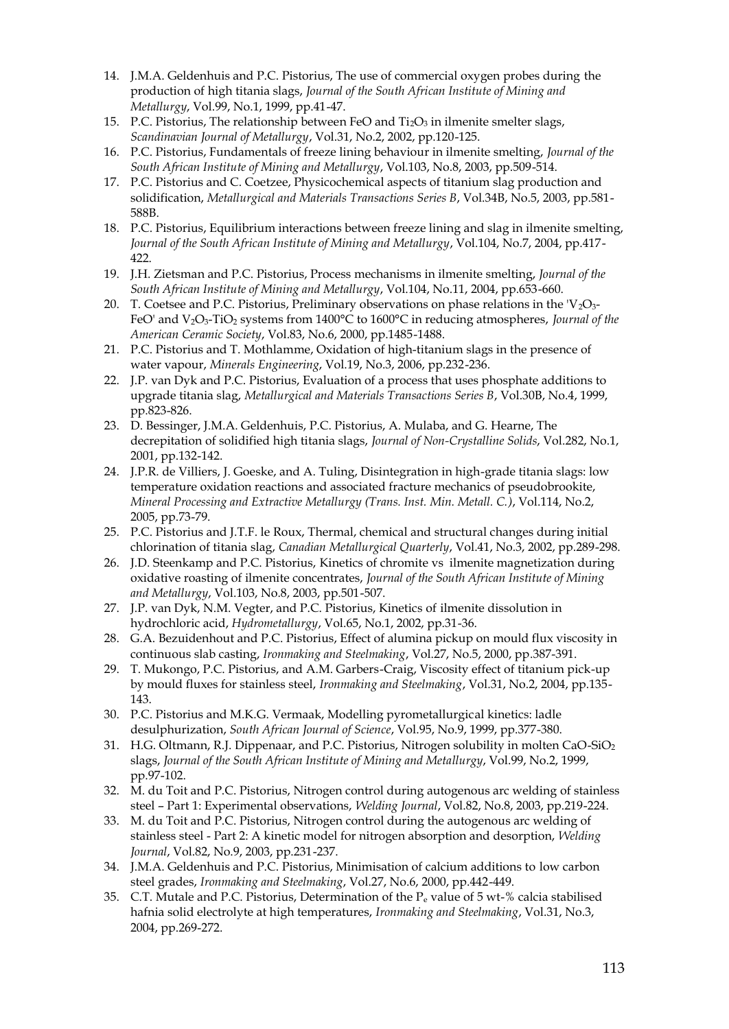14. J.M.A. Geldenhuis and P.C. Pistorius, The use of commercial oxygen probes during the production of high titania slags, *Journal of the South African Institute of Mining and Metallurgy*, Vol.99, No.1, 1999, pp.41-47.
15. P.C. Pistorius, The relationship between FeO and $Ti_2O_3$ in ilmenite smelter slags, *Scandinavian Journal of Metallurgy*, Vol.31, No.2, 2002, pp.120-125.
16. P.C. Pistorius, Fundamentals of freeze lining behaviour in ilmenite smelting, *Journal of the South African Institute of Mining and Metallurgy*, Vol.103, No.8, 2003, pp.509-514.
17. P.C. Pistorius and C. Coetzee, Physicochemical aspects of titanium slag production and solidification, *Metallurgical and Materials Transactions Series B*, Vol.34B, No.5, 2003, pp.581-588B.
18. P.C. Pistorius, Equilibrium interactions between freeze lining and slag in ilmenite smelting, *Journal of the South African Institute of Mining and Metallurgy*, Vol.104, No.7, 2004, pp.417-422.
19. J.H. Zietsman and P.C. Pistorius, Process mechanisms in ilmenite smelting, *Journal of the South African Institute of Mining and Metallurgy*, Vol.104, No.11, 2004, pp.653-660.
20. T. Coetsee and P.C. Pistorius, Preliminary observations on phase relations in the '$V_2O_3$-FeO' and $V_2O_3$-$TiO_2$ systems from 1400°C to 1600°C in reducing atmospheres, *Journal of the American Ceramic Society*, Vol.83, No.6, 2000, pp.1485-1488.
21. P.C. Pistorius and T. Mothlamme, Oxidation of high-titanium slags in the presence of water vapour, *Minerals Engineering*, Vol.19, No.3, 2006, pp.232-236.
22. J.P. van Dyk and P.C. Pistorius, Evaluation of a process that uses phosphate additions to upgrade titania slag, *Metallurgical and Materials Transactions Series B*, Vol.30B, No.4, 1999, pp.823-826.
23. D. Bessinger, J.M.A. Geldenhuis, P.C. Pistorius, A. Mulaba, and G. Hearne, The decrepitation of solidified high titania slags, *Journal of Non-Crystalline Solids*, Vol.282, No.1, 2001, pp.132-142.
24. J.P.R. de Villiers, J. Goeske, and A. Tuling, Disintegration in high-grade titania slags: low temperature oxidation reactions and associated fracture mechanics of pseudobrookite, *Mineral Processing and Extractive Metallurgy (Trans. Inst. Min. Metall. C.)*, Vol.114, No.2, 2005, pp.73-79.
25. P.C. Pistorius and J.T.F. le Roux, Thermal, chemical and structural changes during initial chlorination of titania slag, *Canadian Metallurgical Quarterly*, Vol.41, No.3, 2002, pp.289-298.
26. J.D. Steenkamp and P.C. Pistorius, Kinetics of chromite vs ilmenite magnetization during oxidative roasting of ilmenite concentrates, *Journal of the South African Institute of Mining and Metallurgy*, Vol.103, No.8, 2003, pp.501-507.
27. J.P. van Dyk, N.M. Vegter, and P.C. Pistorius, Kinetics of ilmenite dissolution in hydrochloric acid, *Hydrometallurgy*, Vol.65, No.1, 2002, pp.31-36.
28. G.A. Bezuidenhout and P.C. Pistorius, Effect of alumina pickup on mould flux viscosity in continuous slab casting, *Ironmaking and Steelmaking*, Vol.27, No.5, 2000, pp.387-391.
29. T. Mukongo, P.C. Pistorius, and A.M. Garbers-Craig, Viscosity effect of titanium pick-up by mould fluxes for stainless steel, *Ironmaking and Steelmaking*, Vol.31, No.2, 2004, pp.135-143.
30. P.C. Pistorius and M.K.G. Vermaak, Modelling pyrometallurgical kinetics: ladle desulphurization, *South African Journal of Science*, Vol.95, No.9, 1999, pp.377-380.
31. H.G. Oltmann, R.J. Dippenaar, and P.C. Pistorius, Nitrogen solubility in molten CaO-$SiO_2$ slags, *Journal of the South African Institute of Mining and Metallurgy*, Vol.99, No.2, 1999, pp.97-102.
32. M. du Toit and P.C. Pistorius, Nitrogen control during autogenous arc welding of stainless steel – Part 1: Experimental observations, *Welding Journal*, Vol.82, No.8, 2003, pp.219-224.
33. M. du Toit and P.C. Pistorius, Nitrogen control during the autogenous arc welding of stainless steel - Part 2: A kinetic model for nitrogen absorption and desorption, *Welding Journal*, Vol.82, No.9, 2003, pp.231-237.
34. J.M.A. Geldenhuis and P.C. Pistorius, Minimisation of calcium additions to low carbon steel grades, *Ironmaking and Steelmaking*, Vol.27, No.6, 2000, pp.442-449.
35. C.T. Mutale and P.C. Pistorius, Determination of the $P_e$ value of 5 wt-% calcia stabilised hafnia solid electrolyte at high temperatures, *Ironmaking and Steelmaking*, Vol.31, No.3, 2004, pp.269-272.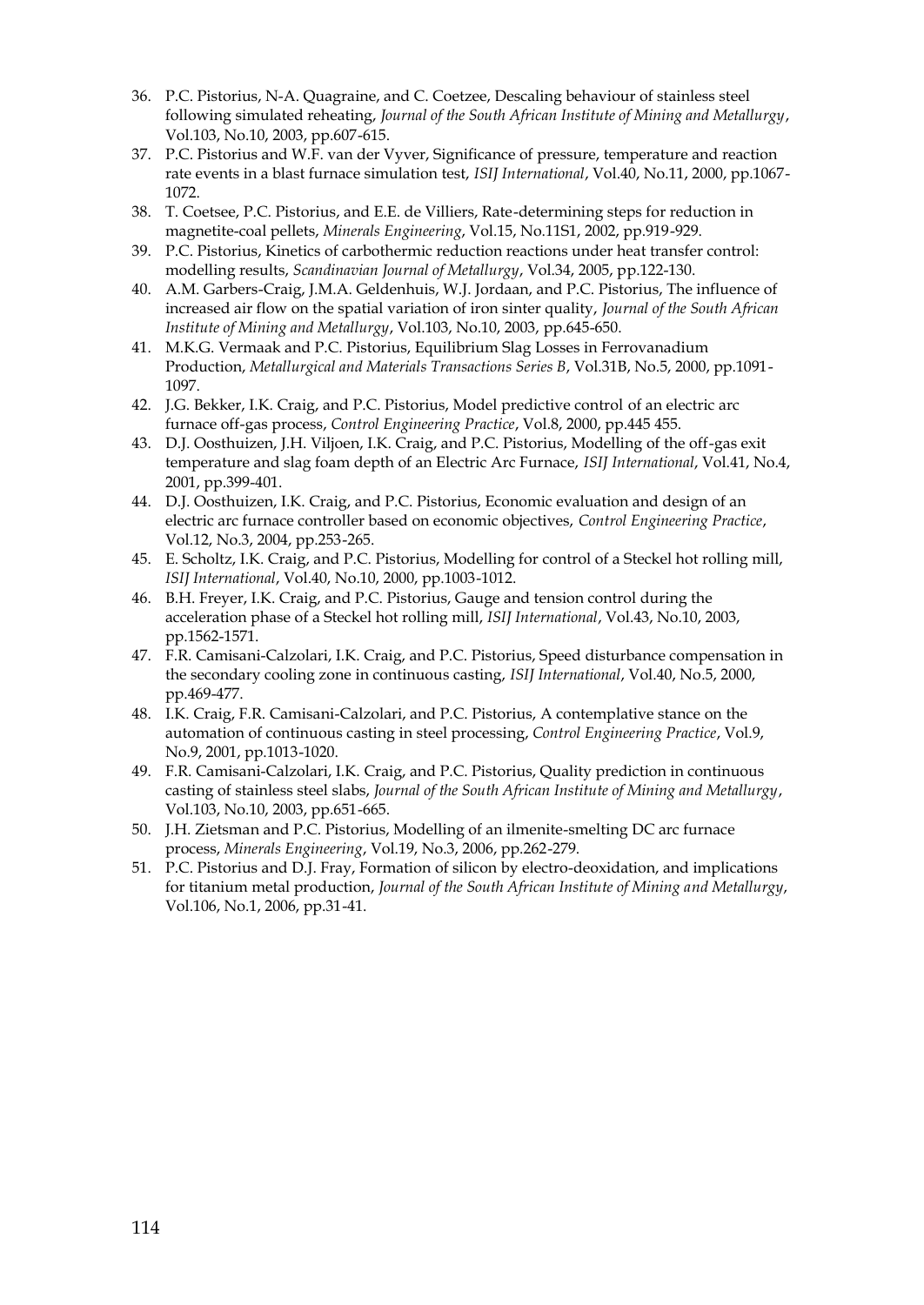36. P.C. Pistorius, N-A. Quagraine, and C. Coetzee, Descaling behaviour of stainless steel following simulated reheating, *Journal of the South African Institute of Mining and Metallurgy*, Vol.103, No.10, 2003, pp.607-615.
37. P.C. Pistorius and W.F. van der Vyver, Significance of pressure, temperature and reaction rate events in a blast furnace simulation test, *ISIJ International*, Vol.40, No.11, 2000, pp.1067-1072.
38. T. Coetsee, P.C. Pistorius, and E.E. de Villiers, Rate-determining steps for reduction in magnetite-coal pellets, *Minerals Engineering*, Vol.15, No.11S1, 2002, pp.919-929.
39. P.C. Pistorius, Kinetics of carbothermic reduction reactions under heat transfer control: modelling results, *Scandinavian Journal of Metallurgy*, Vol.34, 2005, pp.122-130.
40. A.M. Garbers-Craig, J.M.A. Geldenhuis, W.J. Jordaan, and P.C. Pistorius, The influence of increased air flow on the spatial variation of iron sinter quality, *Journal of the South African Institute of Mining and Metallurgy*, Vol.103, No.10, 2003, pp.645-650.
41. M.K.G. Vermaak and P.C. Pistorius, Equilibrium Slag Losses in Ferrovanadium Production, *Metallurgical and Materials Transactions Series B*, Vol.31B, No.5, 2000, pp.1091-1097.
42. J.G. Bekker, I.K. Craig, and P.C. Pistorius, Model predictive control of an electric arc furnace off-gas process, *Control Engineering Practice*, Vol.8, 2000, pp.445 455.
43. D.J. Oosthuizen, J.H. Viljoen, I.K. Craig, and P.C. Pistorius, Modelling of the off-gas exit temperature and slag foam depth of an Electric Arc Furnace, *ISIJ International*, Vol.41, No.4, 2001, pp.399-401.
44. D.J. Oosthuizen, I.K. Craig, and P.C. Pistorius, Economic evaluation and design of an electric arc furnace controller based on economic objectives, *Control Engineering Practice*, Vol.12, No.3, 2004, pp.253-265.
45. E. Scholtz, I.K. Craig, and P.C. Pistorius, Modelling for control of a Steckel hot rolling mill, *ISIJ International*, Vol.40, No.10, 2000, pp.1003-1012.
46. B.H. Freyer, I.K. Craig, and P.C. Pistorius, Gauge and tension control during the acceleration phase of a Steckel hot rolling mill, *ISIJ International*, Vol.43, No.10, 2003, pp.1562-1571.
47. F.R. Camisani-Calzolari, I.K. Craig, and P.C. Pistorius, Speed disturbance compensation in the secondary cooling zone in continuous casting, *ISIJ International*, Vol.40, No.5, 2000, pp.469-477.
48. I.K. Craig, F.R. Camisani-Calzolari, and P.C. Pistorius, A contemplative stance on the automation of continuous casting in steel processing, *Control Engineering Practice*, Vol.9, No.9, 2001, pp.1013-1020.
49. F.R. Camisani-Calzolari, I.K. Craig, and P.C. Pistorius, Quality prediction in continuous casting of stainless steel slabs, *Journal of the South African Institute of Mining and Metallurgy*, Vol.103, No.10, 2003, pp.651-665.
50. J.H. Zietsman and P.C. Pistorius, Modelling of an ilmenite-smelting DC arc furnace process, *Minerals Engineering*, Vol.19, No.3, 2006, pp.262-279.
51. P.C. Pistorius and D.J. Fray, Formation of silicon by electro-deoxidation, and implications for titanium metal production, *Journal of the South African Institute of Mining and Metallurgy*, Vol.106, No.1, 2006, pp.31-41.